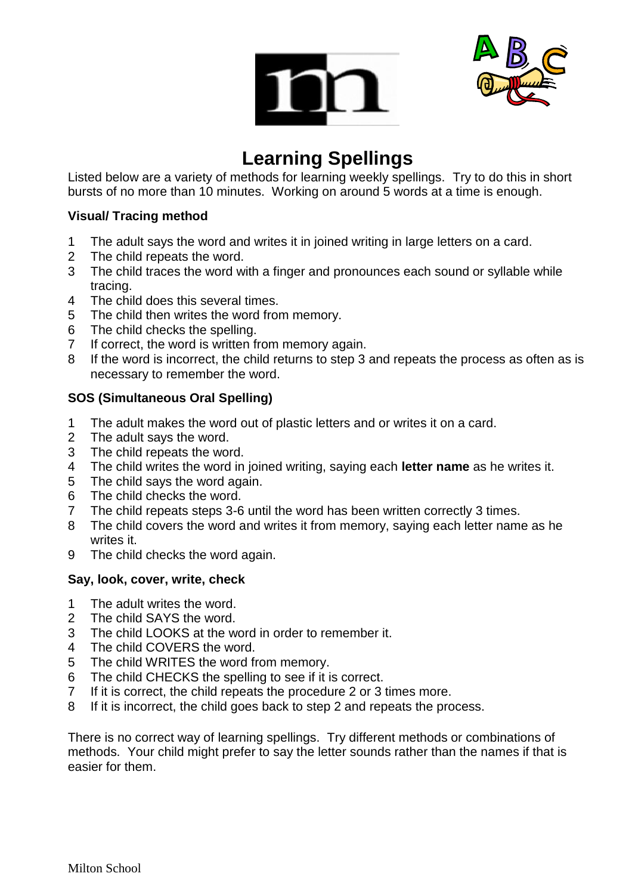# Learning Spellings

Listed below are a variety of methods for learning weekly spellings. Try to do this in short bursts of no more than 10 minutes. Working on around 5 words at a time is enough.

**Visual/ Tracing method**

1. The adult says the word and writes it in joined writing in large letters on a card.
2. The child repeats the word.
3. The child traces the word with a finger and pronounces each sound or syllable while tracing.
4. The child does this several times.
5. The child then writes the word from memory.
6. The child checks the spelling.
7. If correct, the word is written from memory again.
8. If the word is incorrect, the child returns to step 3 and repeats the process as often as is necessary to remember the word.

**SOS (Simultaneous Oral Spelling)**

1. The adult makes the word out of plastic letters and or writes it on a card.
2. The adult says the word.
3. The child repeats the word.
4. The child writes the word in joined writing, saying each **letter name** as he writes it.
5. The child says the word again.
6. The child checks the word.
7. The child repeats steps 3-6 until the word has been written correctly 3 times.
8. The child covers the word and writes it from memory, saying each letter name as he writes it.
9. The child checks the word again.

**Say, look, cover, write, check**

1. The adult writes the word.
2. The child SAYS the word.
3. The child LOOKS at the word in order to remember it.
4. The child COVERS the word.
5. The child WRITES the word from memory.
6. The child CHECKS the spelling to see if it is correct.
7. If it is correct, the child repeats the procedure 2 or 3 times more.
8. If it is incorrect, the child goes back to step 2 and repeats the process.

There is no correct way of learning spellings. Try different methods or combinations of methods. Your child might prefer to say the letter sounds rather than the names if that is easier for them.